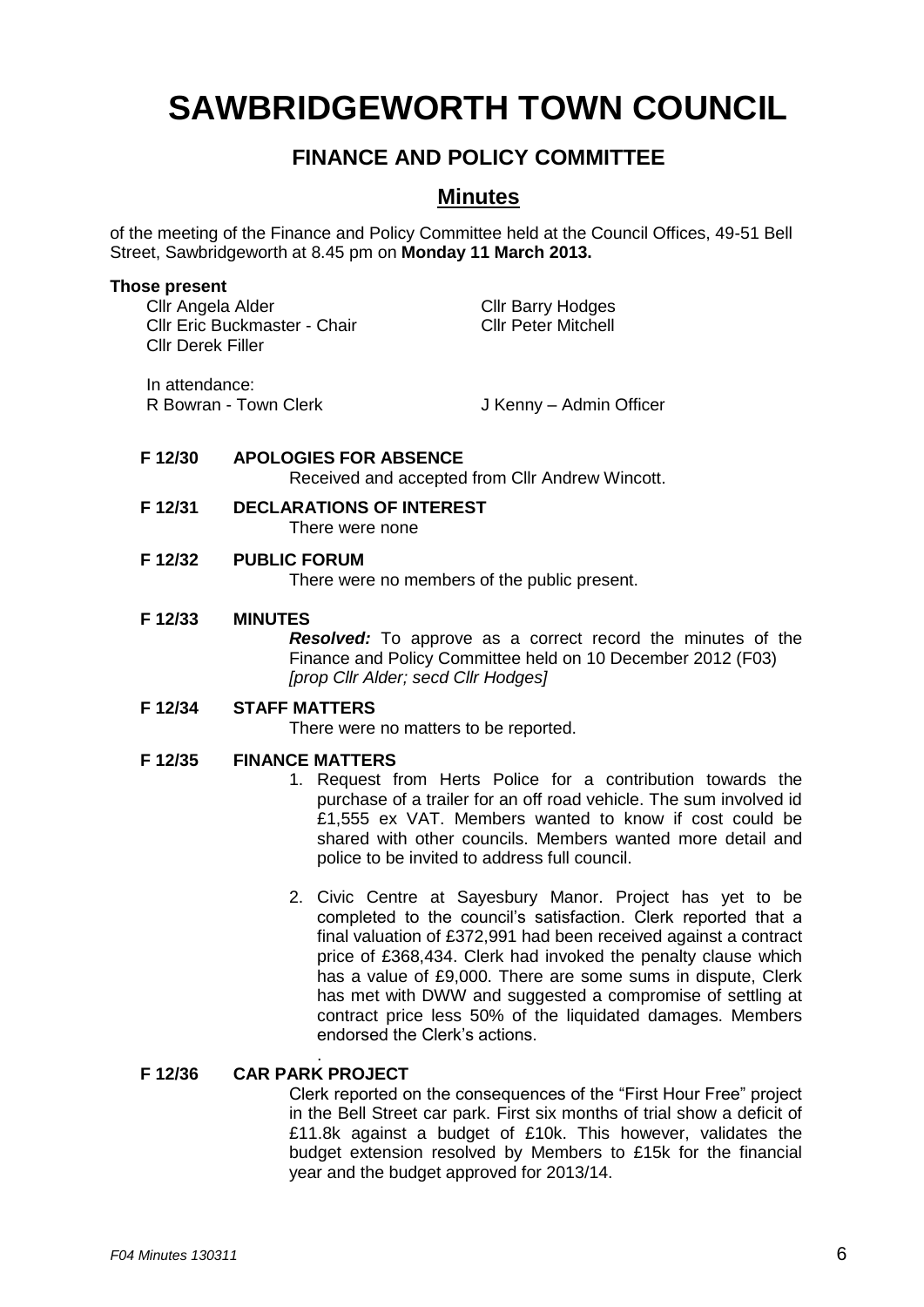# SAWBRIDGEWORTH TOWN COUNCIL

## FINANCE AND POLICY COMMITTEE

### Minutes

of the meeting of the Finance and Policy Committee held at the Council Offices, 49-51 Bell Street, Sawbridgeworth at 8.45 pm on **Monday 11 March 2013.**

**Those present**

Cllr Angela Alder
Cllr Eric Buckmaster - Chair
Cllr Derek Filler
Cllr Barry Hodges
Cllr Peter Mitchell

In attendance:
R Bowran - Town Clerk
J Kenny – Admin Officer

**F 12/30 APOLOGIES FOR ABSENCE**

Received and accepted from Cllr Andrew Wincott.

**F 12/31 DECLARATIONS OF INTEREST**

There were none

**F 12/32 PUBLIC FORUM**

There were no members of the public present.

**F 12/33 MINUTES**

***Resolved:*** To approve as a correct record the minutes of the Finance and Policy Committee held on 10 December 2012 (F03) *[prop Cllr Alder; secd Cllr Hodges]*

**F 12/34 STAFF MATTERS**

There were no matters to be reported.

**F 12/35 FINANCE MATTERS**

1. Request from Herts Police for a contribution towards the purchase of a trailer for an off road vehicle. The sum involved id £1,555 ex VAT. Members wanted to know if cost could be shared with other councils. Members wanted more detail and police to be invited to address full council.

2. Civic Centre at Sayesbury Manor. Project has yet to be completed to the council's satisfaction. Clerk reported that a final valuation of £372,991 had been received against a contract price of £368,434. Clerk had invoked the penalty clause which has a value of £9,000. There are some sums in dispute, Clerk has met with DWW and suggested a compromise of settling at contract price less 50% of the liquidated damages. Members endorsed the Clerk's actions.

.

**F 12/36 CAR PARK PROJECT**

Clerk reported on the consequences of the "First Hour Free" project in the Bell Street car park. First six months of trial show a deficit of £11.8k against a budget of £10k. This however, validates the budget extension resolved by Members to £15k for the financial year and the budget approved for 2013/14.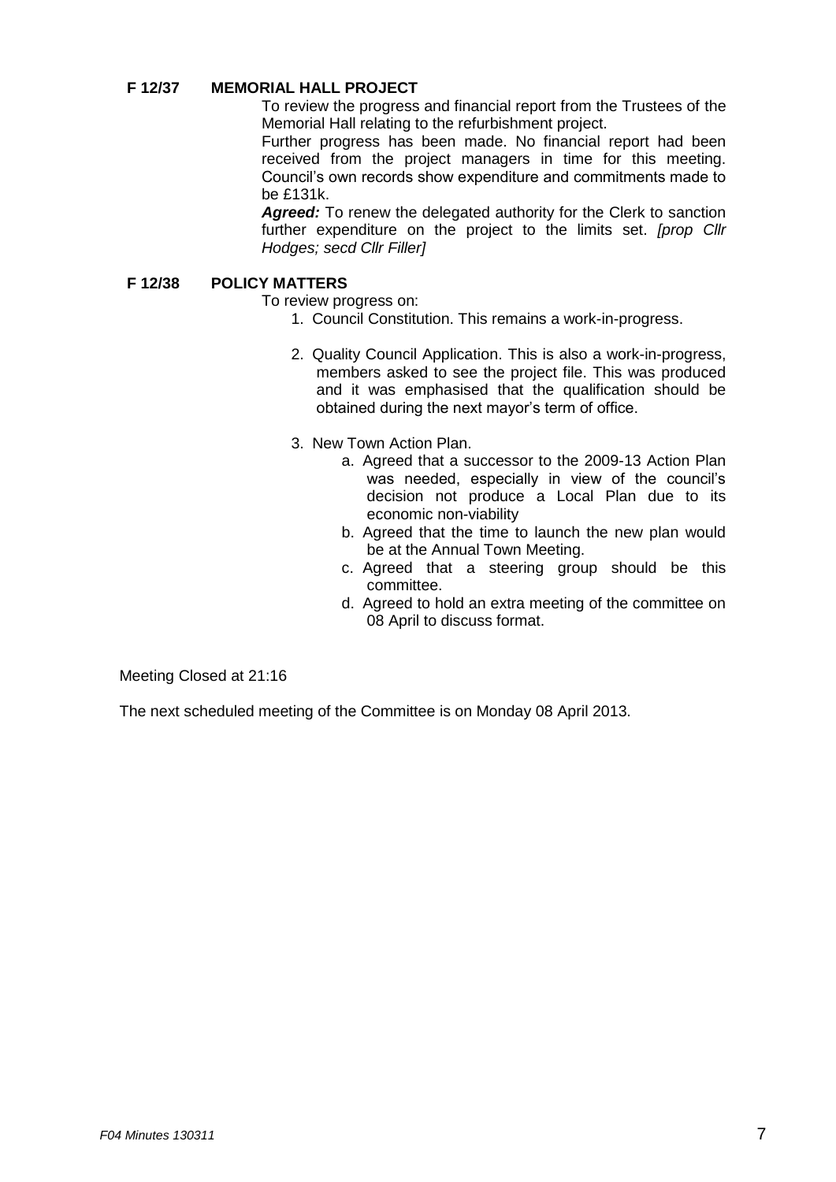**F 12/37 MEMORIAL HALL PROJECT**

To review the progress and financial report from the Trustees of the Memorial Hall relating to the refurbishment project.

Further progress has been made. No financial report had been received from the project managers in time for this meeting. Council's own records show expenditure and commitments made to be £131k.

***Agreed:*** To renew the delegated authority for the Clerk to sanction further expenditure on the project to the limits set. *[prop Cllr Hodges; secd Cllr Filler]*

**F 12/38 POLICY MATTERS**

To review progress on:

1. Council Constitution. This remains a work-in-progress.
2. Quality Council Application. This is also a work-in-progress, members asked to see the project file. This was produced and it was emphasised that the qualification should be obtained during the next mayor's term of office.
3. New Town Action Plan.
   a. Agreed that a successor to the 2009-13 Action Plan was needed, especially in view of the council's decision not produce a Local Plan due to its economic non-viability
   b. Agreed that the time to launch the new plan would be at the Annual Town Meeting.
   c. Agreed that a steering group should be this committee.
   d. Agreed to hold an extra meeting of the committee on 08 April to discuss format.

Meeting Closed at 21:16

The next scheduled meeting of the Committee is on Monday 08 April 2013.